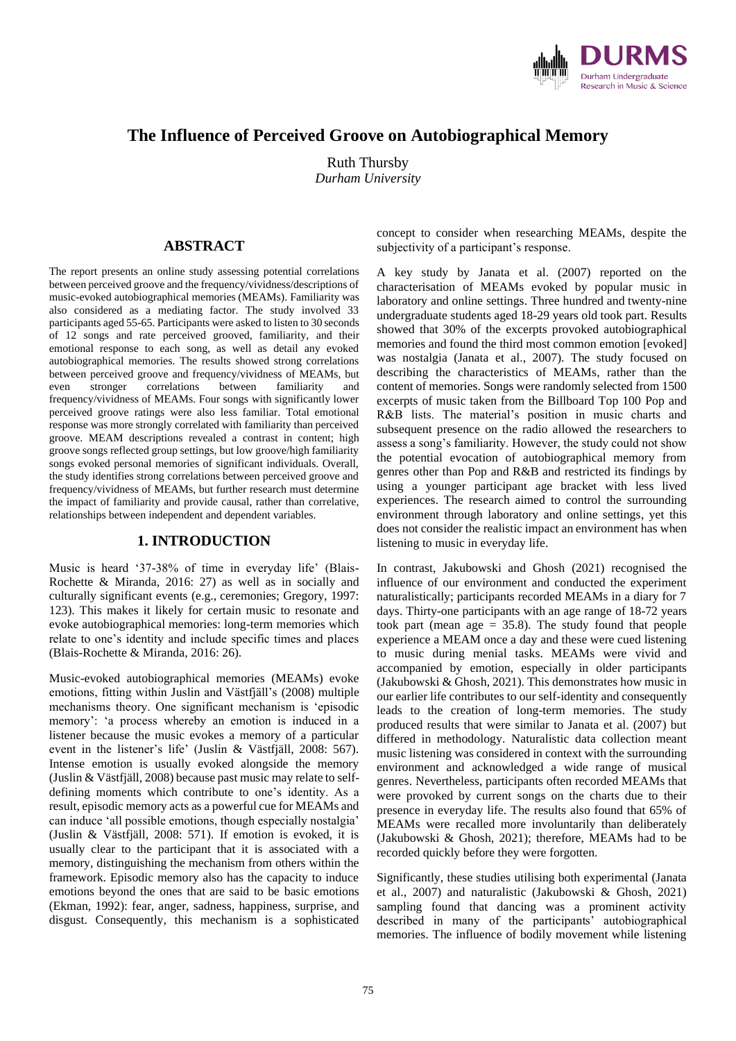# The Influence of Perceived Groove on Autobiographical Memory

Ruth Thursby
*Durham University*

## ABSTRACT

The report presents an online study assessing potential correlations between perceived groove and the frequency/vividness/descriptions of music-evoked autobiographical memories (MEAMs). Familiarity was also considered as a mediating factor. The study involved 33 participants aged 55-65. Participants were asked to listen to 30 seconds of 12 songs and rate perceived grooved, familiarity, and their emotional response to each song, as well as detail any evoked autobiographical memories. The results showed strong correlations between perceived groove and frequency/vividness of MEAMs, but even stronger correlations between familiarity and frequency/vividness of MEAMs. Four songs with significantly lower perceived groove ratings were also less familiar. Total emotional response was more strongly correlated with familiarity than perceived groove. MEAM descriptions revealed a contrast in content; high groove songs reflected group settings, but low groove/high familiarity songs evoked personal memories of significant individuals. Overall, the study identifies strong correlations between perceived groove and frequency/vividness of MEAMs, but further research must determine the impact of familiarity and provide causal, rather than correlative, relationships between independent and dependent variables.

## 1. INTRODUCTION

Music is heard '37-38% of time in everyday life' (Blais-Rochette & Miranda, 2016: 27) as well as in socially and culturally significant events (e.g., ceremonies; Gregory, 1997: 123). This makes it likely for certain music to resonate and evoke autobiographical memories: long-term memories which relate to one's identity and include specific times and places (Blais-Rochette & Miranda, 2016: 26).

Music-evoked autobiographical memories (MEAMs) evoke emotions, fitting within Juslin and Västfjäll's (2008) multiple mechanisms theory. One significant mechanism is 'episodic memory': 'a process whereby an emotion is induced in a listener because the music evokes a memory of a particular event in the listener's life' (Juslin & Västfjäll, 2008: 567). Intense emotion is usually evoked alongside the memory (Juslin & Västfjäll, 2008) because past music may relate to self-defining moments which contribute to one's identity. As a result, episodic memory acts as a powerful cue for MEAMs and can induce 'all possible emotions, though especially nostalgia' (Juslin & Västfjäll, 2008: 571). If emotion is evoked, it is usually clear to the participant that it is associated with a memory, distinguishing the mechanism from others within the framework. Episodic memory also has the capacity to induce emotions beyond the ones that are said to be basic emotions (Ekman, 1992): fear, anger, sadness, happiness, surprise, and disgust. Consequently, this mechanism is a sophisticated concept to consider when researching MEAMs, despite the subjectivity of a participant's response.

A key study by Janata et al. (2007) reported on the characterisation of MEAMs evoked by popular music in laboratory and online settings. Three hundred and twenty-nine undergraduate students aged 18-29 years old took part. Results showed that 30% of the excerpts provoked autobiographical memories and found the third most common emotion [evoked] was nostalgia (Janata et al., 2007). The study focused on describing the characteristics of MEAMs, rather than the content of memories. Songs were randomly selected from 1500 excerpts of music taken from the Billboard Top 100 Pop and R&B lists. The material's position in music charts and subsequent presence on the radio allowed the researchers to assess a song's familiarity. However, the study could not show the potential evocation of autobiographical memory from genres other than Pop and R&B and restricted its findings by using a younger participant age bracket with less lived experiences. The research aimed to control the surrounding environment through laboratory and online settings, yet this does not consider the realistic impact an environment has when listening to music in everyday life.

In contrast, Jakubowski and Ghosh (2021) recognised the influence of our environment and conducted the experiment naturalistically; participants recorded MEAMs in a diary for 7 days. Thirty-one participants with an age range of 18-72 years took part (mean age = 35.8). The study found that people experience a MEAM once a day and these were cued listening to music during menial tasks. MEAMs were vivid and accompanied by emotion, especially in older participants (Jakubowski & Ghosh, 2021). This demonstrates how music in our earlier life contributes to our self-identity and consequently leads to the creation of long-term memories. The study produced results that were similar to Janata et al. (2007) but differed in methodology. Naturalistic data collection meant music listening was considered in context with the surrounding environment and acknowledged a wide range of musical genres. Nevertheless, participants often recorded MEAMs that were provoked by current songs on the charts due to their presence in everyday life. The results also found that 65% of MEAMs were recalled more involuntarily than deliberately (Jakubowski & Ghosh, 2021); therefore, MEAMs had to be recorded quickly before they were forgotten.

Significantly, these studies utilising both experimental (Janata et al., 2007) and naturalistic (Jakubowski & Ghosh, 2021) sampling found that dancing was a prominent activity described in many of the participants' autobiographical memories. The influence of bodily movement while listening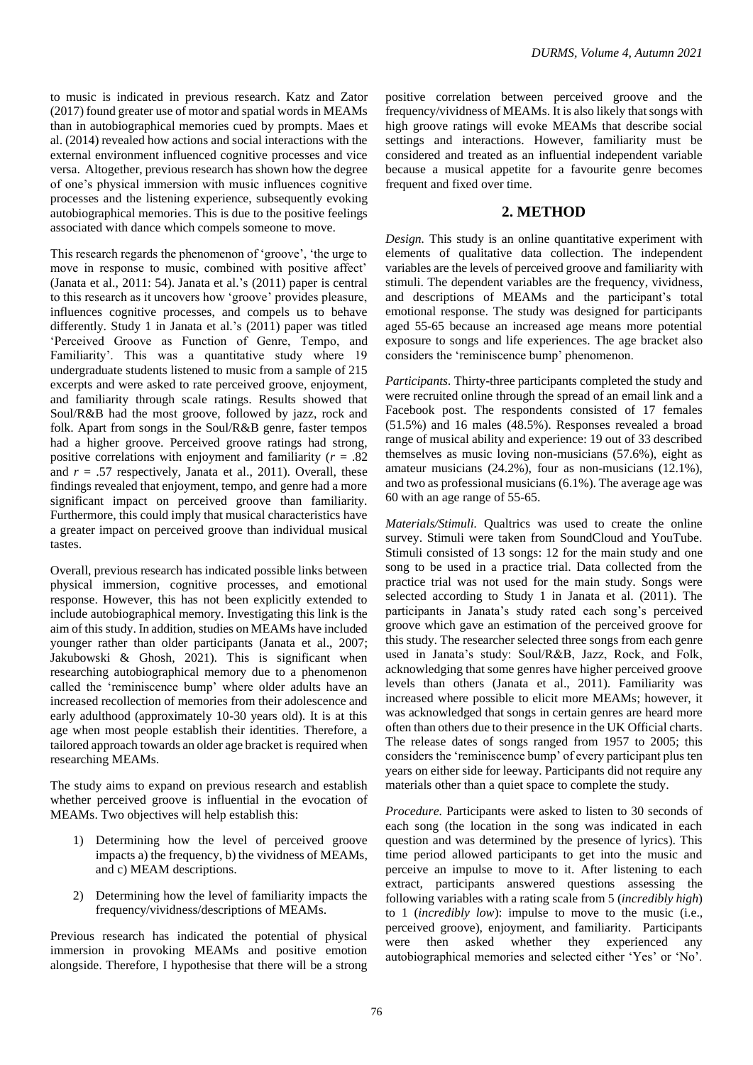to music is indicated in previous research. Katz and Zator (2017) found greater use of motor and spatial words in MEAMs than in autobiographical memories cued by prompts. Maes et al. (2014) revealed how actions and social interactions with the external environment influenced cognitive processes and vice versa. Altogether, previous research has shown how the degree of one's physical immersion with music influences cognitive processes and the listening experience, subsequently evoking autobiographical memories. This is due to the positive feelings associated with dance which compels someone to move.

This research regards the phenomenon of 'groove', 'the urge to move in response to music, combined with positive affect' (Janata et al., 2011: 54). Janata et al.'s (2011) paper is central to this research as it uncovers how 'groove' provides pleasure, influences cognitive processes, and compels us to behave differently. Study 1 in Janata et al.'s (2011) paper was titled 'Perceived Groove as Function of Genre, Tempo, and Familiarity'. This was a quantitative study where 19 undergraduate students listened to music from a sample of 215 excerpts and were asked to rate perceived groove, enjoyment, and familiarity through scale ratings. Results showed that Soul/R&B had the most groove, followed by jazz, rock and folk. Apart from songs in the Soul/R&B genre, faster tempos had a higher groove. Perceived groove ratings had strong, positive correlations with enjoyment and familiarity ($r$ = .82 and $r$ = .57 respectively, Janata et al., 2011). Overall, these findings revealed that enjoyment, tempo, and genre had a more significant impact on perceived groove than familiarity. Furthermore, this could imply that musical characteristics have a greater impact on perceived groove than individual musical tastes.

Overall, previous research has indicated possible links between physical immersion, cognitive processes, and emotional response. However, this has not been explicitly extended to include autobiographical memory. Investigating this link is the aim of this study. In addition, studies on MEAMs have included younger rather than older participants (Janata et al., 2007; Jakubowski & Ghosh, 2021). This is significant when researching autobiographical memory due to a phenomenon called the 'reminiscence bump' where older adults have an increased recollection of memories from their adolescence and early adulthood (approximately 10-30 years old). It is at this age when most people establish their identities. Therefore, a tailored approach towards an older age bracket is required when researching MEAMs.

The study aims to expand on previous research and establish whether perceived groove is influential in the evocation of MEAMs. Two objectives will help establish this:

1) Determining how the level of perceived groove impacts a) the frequency, b) the vividness of MEAMs, and c) MEAM descriptions.
2) Determining how the level of familiarity impacts the frequency/vividness/descriptions of MEAMs.

Previous research has indicated the potential of physical immersion in provoking MEAMs and positive emotion alongside. Therefore, I hypothesise that there will be a strong positive correlation between perceived groove and the frequency/vividness of MEAMs. It is also likely that songs with high groove ratings will evoke MEAMs that describe social settings and interactions. However, familiarity must be considered and treated as an influential independent variable because a musical appetite for a favourite genre becomes frequent and fixed over time.

## 2. METHOD

*Design.* This study is an online quantitative experiment with elements of qualitative data collection. The independent variables are the levels of perceived groove and familiarity with stimuli. The dependent variables are the frequency, vividness, and descriptions of MEAMs and the participant's total emotional response. The study was designed for participants aged 55-65 because an increased age means more potential exposure to songs and life experiences. The age bracket also considers the 'reminiscence bump' phenomenon.

*Participants.* Thirty-three participants completed the study and were recruited online through the spread of an email link and a Facebook post. The respondents consisted of 17 females (51.5%) and 16 males (48.5%). Responses revealed a broad range of musical ability and experience: 19 out of 33 described themselves as music loving non-musicians (57.6%), eight as amateur musicians (24.2%), four as non-musicians (12.1%), and two as professional musicians (6.1%). The average age was 60 with an age range of 55-65.

*Materials/Stimuli.* Qualtrics was used to create the online survey. Stimuli were taken from SoundCloud and YouTube. Stimuli consisted of 13 songs: 12 for the main study and one song to be used in a practice trial. Data collected from the practice trial was not used for the main study. Songs were selected according to Study 1 in Janata et al. (2011). The participants in Janata's study rated each song's perceived groove which gave an estimation of the perceived groove for this study. The researcher selected three songs from each genre used in Janata's study: Soul/R&B, Jazz, Rock, and Folk, acknowledging that some genres have higher perceived groove levels than others (Janata et al., 2011). Familiarity was increased where possible to elicit more MEAMs; however, it was acknowledged that songs in certain genres are heard more often than others due to their presence in the UK Official charts. The release dates of songs ranged from 1957 to 2005; this considers the 'reminiscence bump' of every participant plus ten years on either side for leeway. Participants did not require any materials other than a quiet space to complete the study.

*Procedure.* Participants were asked to listen to 30 seconds of each song (the location in the song was indicated in each question and was determined by the presence of lyrics). This time period allowed participants to get into the music and perceive an impulse to move to it. After listening to each extract, participants answered questions assessing the following variables with a rating scale from 5 (*incredibly high*) to 1 (*incredibly low*): impulse to move to the music (i.e., perceived groove), enjoyment, and familiarity. Participants were then asked whether they experienced any autobiographical memories and selected either 'Yes' or 'No'.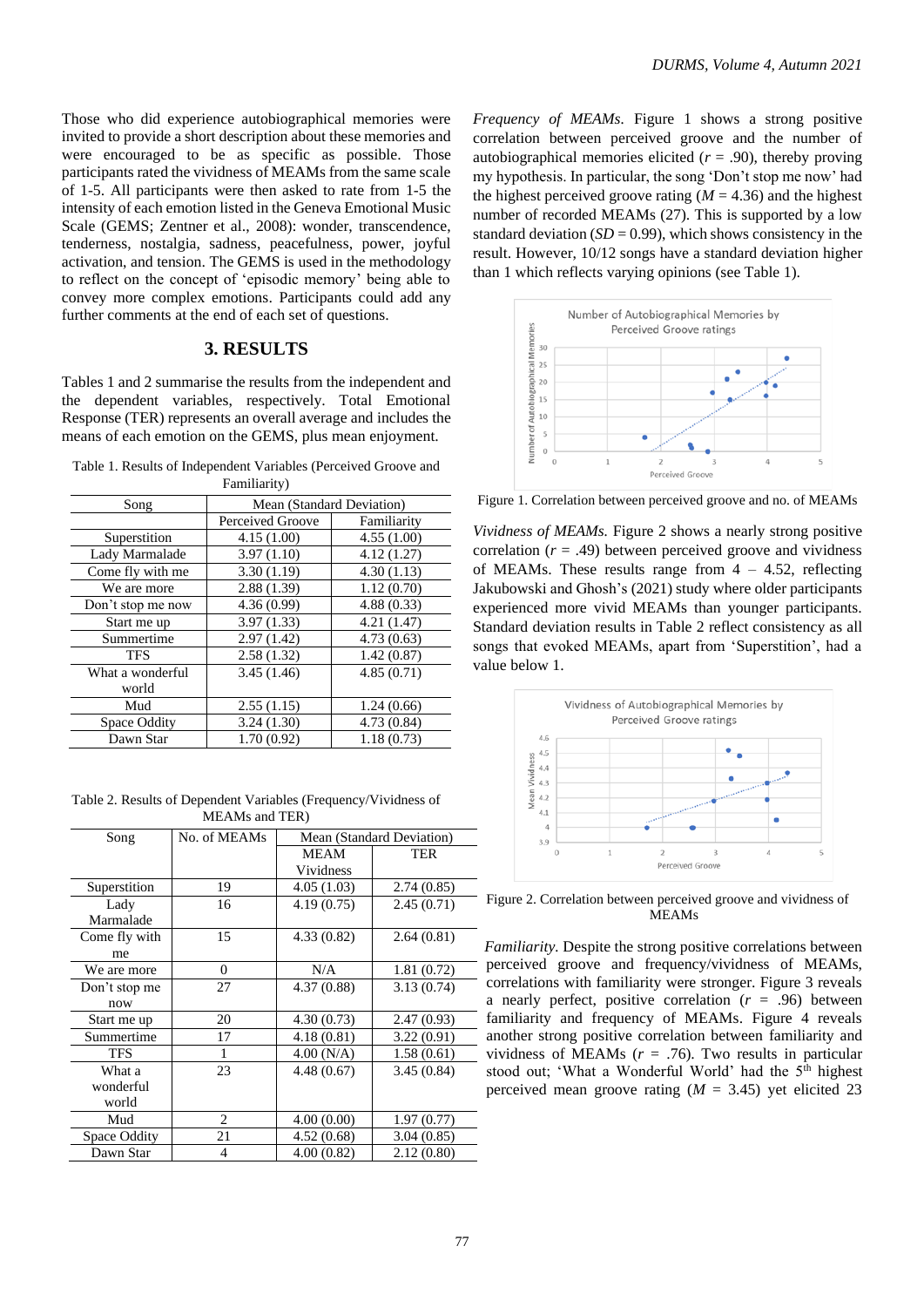Those who did experience autobiographical memories were invited to provide a short description about these memories and were encouraged to be as specific as possible. Those participants rated the vividness of MEAMs from the same scale of 1-5. All participants were then asked to rate from 1-5 the intensity of each emotion listed in the Geneva Emotional Music Scale (GEMS; Zentner et al., 2008): wonder, transcendence, tenderness, nostalgia, sadness, peacefulness, power, joyful activation, and tension. The GEMS is used in the methodology to reflect on the concept of 'episodic memory' being able to convey more complex emotions. Participants could add any further comments at the end of each set of questions.

## 3. RESULTS

Tables 1 and 2 summarise the results from the independent and the dependent variables, respectively. Total Emotional Response (TER) represents an overall average and includes the means of each emotion on the GEMS, plus mean enjoyment.

Table 1. Results of Independent Variables (Perceived Groove and Familiarity)

| Song | Mean (Standard Deviation) | |
|---|---|---|
| | Perceived Groove | Familiarity |
| Superstition | 4.15 (1.00) | 4.55 (1.00) |
| Lady Marmalade | 3.97 (1.10) | 4.12 (1.27) |
| Come fly with me | 3.30 (1.19) | 4.30 (1.13) |
| We are more | 2.88 (1.39) | 1.12 (0.70) |
| Don't stop me now | 4.36 (0.99) | 4.88 (0.33) |
| Start me up | 3.97 (1.33) | 4.21 (1.47) |
| Summertime | 2.97 (1.42) | 4.73 (0.63) |
| TFS | 2.58 (1.32) | 1.42 (0.87) |
| What a wonderful world | 3.45 (1.46) | 4.85 (0.71) |
| Mud | 2.55 (1.15) | 1.24 (0.66) |
| Space Oddity | 3.24 (1.30) | 4.73 (0.84) |
| Dawn Star | 1.70 (0.92) | 1.18 (0.73) |

Table 2. Results of Dependent Variables (Frequency/Vividness of MEAMs and TER)

| Song | No. of MEAMs | Mean (Standard Deviation) | |
|---|---|---|---|
| | | MEAM Vividness | TER |
| Superstition | 19 | 4.05 (1.03) | 2.74 (0.85) |
| Lady Marmalade | 16 | 4.19 (0.75) | 2.45 (0.71) |
| Come fly with me | 15 | 4.33 (0.82) | 2.64 (0.81) |
| We are more | 0 | N/A | 1.81 (0.72) |
| Don't stop me now | 27 | 4.37 (0.88) | 3.13 (0.74) |
| Start me up | 20 | 4.30 (0.73) | 2.47 (0.93) |
| Summertime | 17 | 4.18 (0.81) | 3.22 (0.91) |
| TFS | 1 | 4.00 (N/A) | 1.58 (0.61) |
| What a wonderful world | 23 | 4.48 (0.67) | 3.45 (0.84) |
| Mud | 2 | 4.00 (0.00) | 1.97 (0.77) |
| Space Oddity | 21 | 4.52 (0.68) | 3.04 (0.85) |
| Dawn Star | 4 | 4.00 (0.82) | 2.12 (0.80) |

*Frequency of MEAMs.* Figure 1 shows a strong positive correlation between perceived groove and the number of autobiographical memories elicited ($r$ = .90), thereby proving my hypothesis. In particular, the song 'Don't stop me now' had the highest perceived groove rating ($M$ = 4.36) and the highest number of recorded MEAMs (27). This is supported by a low standard deviation ($SD$ = 0.99), which shows consistency in the result. However, 10/12 songs have a standard deviation higher than 1 which reflects varying opinions (see Table 1).

Figure 1. Correlation between perceived groove and no. of MEAMs

*Vividness of MEAMs.* Figure 2 shows a nearly strong positive correlation ($r$ = .49) between perceived groove and vividness of MEAMs. These results range from 4 – 4.52, reflecting Jakubowski and Ghosh's (2021) study where older participants experienced more vivid MEAMs than younger participants. Standard deviation results in Table 2 reflect consistency as all songs that evoked MEAMs, apart from 'Superstition', had a value below 1.

Figure 2. Correlation between perceived groove and vividness of MEAMs

*Familiarity.* Despite the strong positive correlations between perceived groove and frequency/vividness of MEAMs, correlations with familiarity were stronger. Figure 3 reveals a nearly perfect, positive correlation ($r$ = .96) between familiarity and frequency of MEAMs. Figure 4 reveals another strong positive correlation between familiarity and vividness of MEAMs ($r$ = .76). Two results in particular stood out; 'What a Wonderful World' had the 5th highest perceived mean groove rating ($M$ = 3.45) yet elicited 23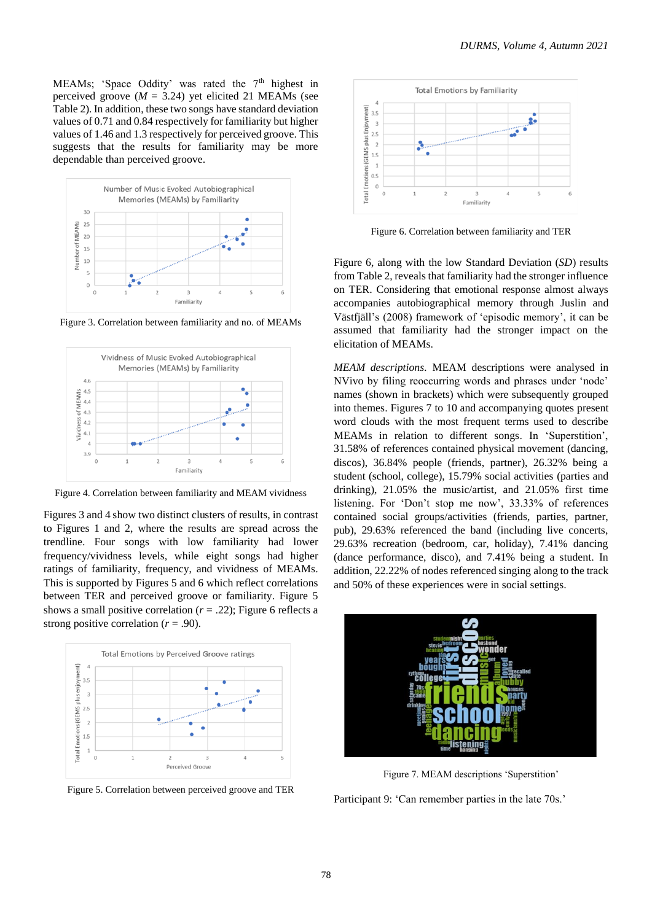MEAMs; 'Space Oddity' was rated the 7th highest in perceived groove ($M$ = 3.24) yet elicited 21 MEAMs (see Table 2). In addition, these two songs have standard deviation values of 0.71 and 0.84 respectively for familiarity but higher values of 1.46 and 1.3 respectively for perceived groove. This suggests that the results for familiarity may be more dependable than perceived groove.

Figure 3. Correlation between familiarity and no. of MEAMs

Figure 4. Correlation between familiarity and MEAM vividness

Figures 3 and 4 show two distinct clusters of results, in contrast to Figures 1 and 2, where the results are spread across the trendline. Four songs with low familiarity had lower frequency/vividness levels, while eight songs had higher ratings of familiarity, frequency, and vividness of MEAMs. This is supported by Figures 5 and 6 which reflect correlations between TER and perceived groove or familiarity. Figure 5 shows a small positive correlation ($r$ = .22); Figure 6 reflects a strong positive correlation ($r$ = .90).

Figure 5. Correlation between perceived groove and TER

Figure 6. Correlation between familiarity and TER

Figure 6, along with the low Standard Deviation ($SD$) results from Table 2, reveals that familiarity had the stronger influence on TER. Considering that emotional response almost always accompanies autobiographical memory through Juslin and Västfjäll's (2008) framework of 'episodic memory', it can be assumed that familiarity had the stronger impact on the elicitation of MEAMs.

*MEAM descriptions.* MEAM descriptions were analysed in NVivo by filing reoccurring words and phrases under 'node' names (shown in brackets) which were subsequently grouped into themes. Figures 7 to 10 and accompanying quotes present word clouds with the most frequent terms used to describe MEAMs in relation to different songs. In 'Superstition', 31.58% of references contained physical movement (dancing, discos), 36.84% people (friends, partner), 26.32% being a student (school, college), 15.79% social activities (parties and drinking), 21.05% the music/artist, and 21.05% first time listening. For 'Don't stop me now', 33.33% of references contained social groups/activities (friends, parties, partner, pub), 29.63% referenced the band (including live concerts, 29.63% recreation (bedroom, car, holiday), 7.41% dancing (dance performance, disco), and 7.41% being a student. In addition, 22.22% of nodes referenced singing along to the track and 50% of these experiences were in social settings.

Figure 7. MEAM descriptions 'Superstition'

Participant 9: 'Can remember parties in the late 70s.'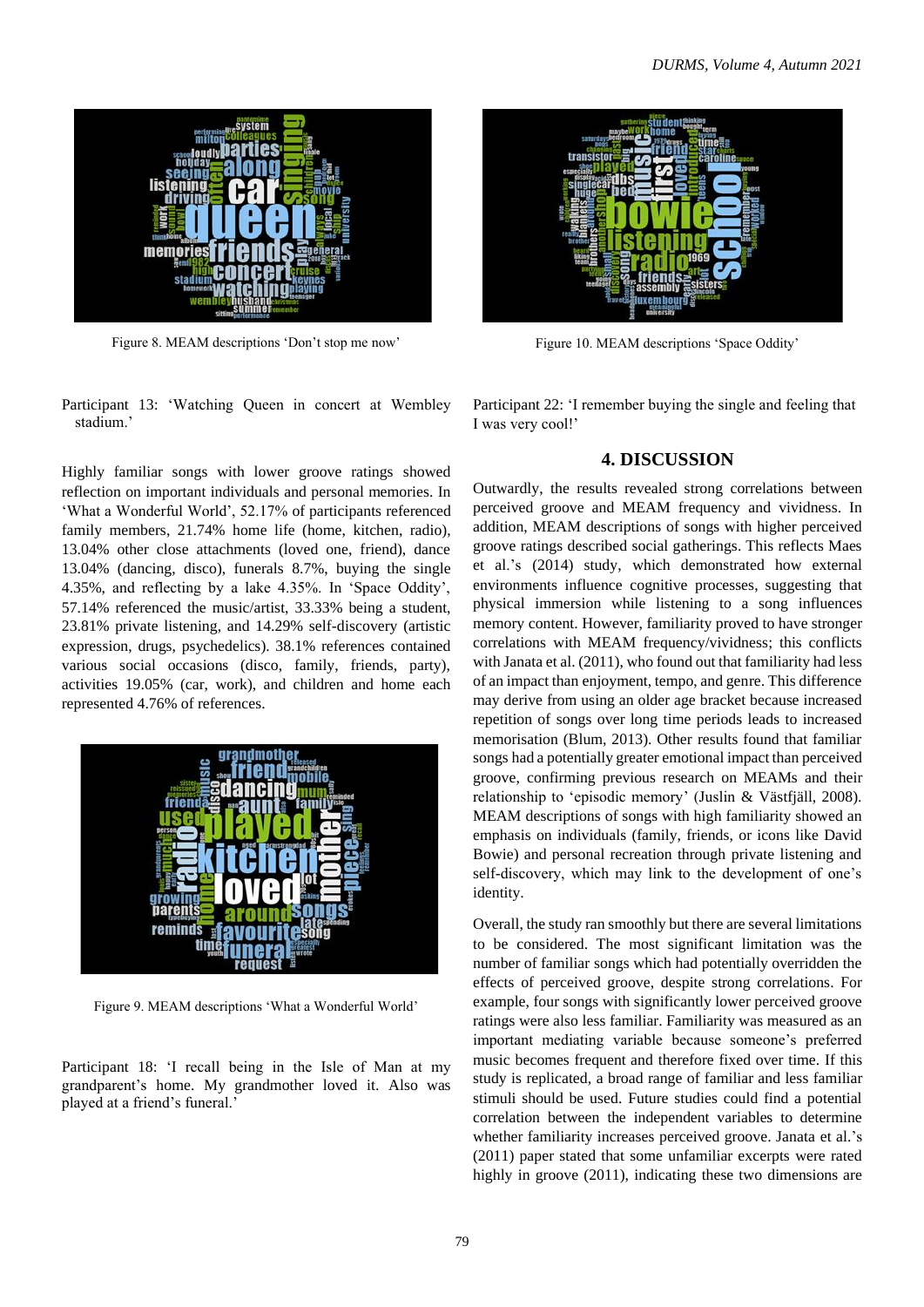Figure 8. MEAM descriptions 'Don't stop me now'

Participant 13: 'Watching Queen in concert at Wembley stadium.'

Highly familiar songs with lower groove ratings showed reflection on important individuals and personal memories. In 'What a Wonderful World', 52.17% of participants referenced family members, 21.74% home life (home, kitchen, radio), 13.04% other close attachments (loved one, friend), dance 13.04% (dancing, disco), funerals 8.7%, buying the single 4.35%, and reflecting by a lake 4.35%. In 'Space Oddity', 57.14% referenced the music/artist, 33.33% being a student, 23.81% private listening, and 14.29% self-discovery (artistic expression, drugs, psychedelics). 38.1% references contained various social occasions (disco, family, friends, party), activities 19.05% (car, work), and children and home each represented 4.76% of references.

Figure 9. MEAM descriptions 'What a Wonderful World'

Participant 18: 'I recall being in the Isle of Man at my grandparent's home. My grandmother loved it. Also was played at a friend's funeral.'

Figure 10. MEAM descriptions 'Space Oddity'

Participant 22: 'I remember buying the single and feeling that I was very cool!'

## 4. DISCUSSION

Outwardly, the results revealed strong correlations between perceived groove and MEAM frequency and vividness. In addition, MEAM descriptions of songs with higher perceived groove ratings described social gatherings. This reflects Maes et al.'s (2014) study, which demonstrated how external environments influence cognitive processes, suggesting that physical immersion while listening to a song influences memory content. However, familiarity proved to have stronger correlations with MEAM frequency/vividness; this conflicts with Janata et al. (2011), who found out that familiarity had less of an impact than enjoyment, tempo, and genre. This difference may derive from using an older age bracket because increased repetition of songs over long time periods leads to increased memorisation (Blum, 2013). Other results found that familiar songs had a potentially greater emotional impact than perceived groove, confirming previous research on MEAMs and their relationship to 'episodic memory' (Juslin & Västfjäll, 2008). MEAM descriptions of songs with high familiarity showed an emphasis on individuals (family, friends, or icons like David Bowie) and personal recreation through private listening and self-discovery, which may link to the development of one's identity.

Overall, the study ran smoothly but there are several limitations to be considered. The most significant limitation was the number of familiar songs which had potentially overridden the effects of perceived groove, despite strong correlations. For example, four songs with significantly lower perceived groove ratings were also less familiar. Familiarity was measured as an important mediating variable because someone's preferred music becomes frequent and therefore fixed over time. If this study is replicated, a broad range of familiar and less familiar stimuli should be used. Future studies could find a potential correlation between the independent variables to determine whether familiarity increases perceived groove. Janata et al.'s (2011) paper stated that some unfamiliar excerpts were rated highly in groove (2011), indicating these two dimensions are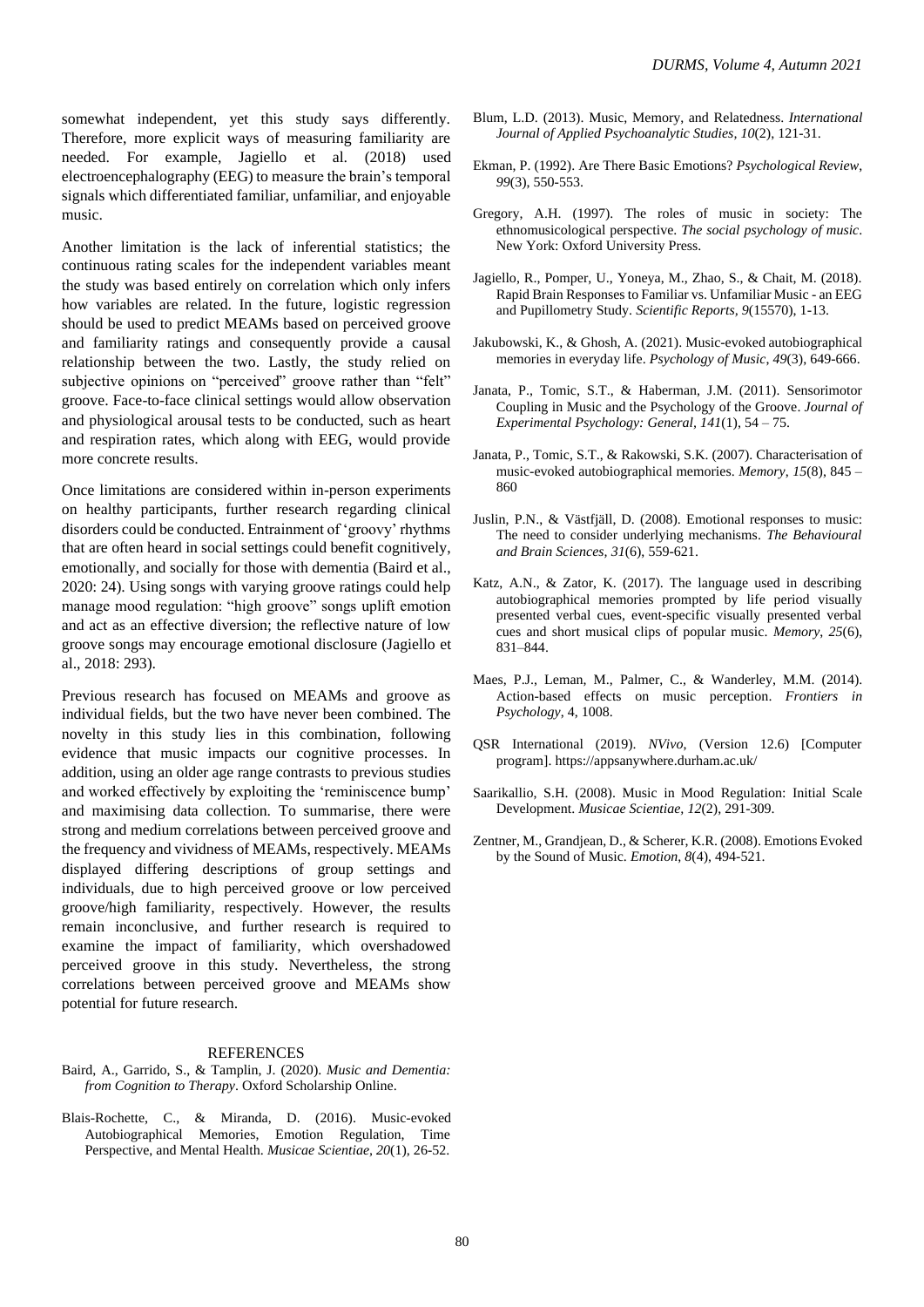somewhat independent, yet this study says differently. Therefore, more explicit ways of measuring familiarity are needed. For example, Jagiello et al. (2018) used electroencephalography (EEG) to measure the brain's temporal signals which differentiated familiar, unfamiliar, and enjoyable music.

Another limitation is the lack of inferential statistics; the continuous rating scales for the independent variables meant the study was based entirely on correlation which only infers how variables are related. In the future, logistic regression should be used to predict MEAMs based on perceived groove and familiarity ratings and consequently provide a causal relationship between the two. Lastly, the study relied on subjective opinions on "perceived" groove rather than "felt" groove. Face-to-face clinical settings would allow observation and physiological arousal tests to be conducted, such as heart and respiration rates, which along with EEG, would provide more concrete results.

Once limitations are considered within in-person experiments on healthy participants, further research regarding clinical disorders could be conducted. Entrainment of 'groovy' rhythms that are often heard in social settings could benefit cognitively, emotionally, and socially for those with dementia (Baird et al., 2020: 24). Using songs with varying groove ratings could help manage mood regulation: "high groove" songs uplift emotion and act as an effective diversion; the reflective nature of low groove songs may encourage emotional disclosure (Jagiello et al., 2018: 293).

Previous research has focused on MEAMs and groove as individual fields, but the two have never been combined. The novelty in this study lies in this combination, following evidence that music impacts our cognitive processes. In addition, using an older age range contrasts to previous studies and worked effectively by exploiting the 'reminiscence bump' and maximising data collection. To summarise, there were strong and medium correlations between perceived groove and the frequency and vividness of MEAMs, respectively. MEAMs displayed differing descriptions of group settings and individuals, due to high perceived groove or low perceived groove/high familiarity, respectively. However, the results remain inconclusive, and further research is required to examine the impact of familiarity, which overshadowed perceived groove in this study. Nevertheless, the strong correlations between perceived groove and MEAMs show potential for future research.

## REFERENCES

Baird, A., Garrido, S., & Tamplin, J. (2020). *Music and Dementia: from Cognition to Therapy*. Oxford Scholarship Online.

Blais-Rochette, C., & Miranda, D. (2016). Music-evoked Autobiographical Memories, Emotion Regulation, Time Perspective, and Mental Health. *Musicae Scientiae, 20*(1), 26-52.

Blum, L.D. (2013). Music, Memory, and Relatedness. *International Journal of Applied Psychoanalytic Studies, 10*(2), 121-31.

Ekman, P. (1992). Are There Basic Emotions? *Psychological Review, 99*(3), 550-553.

Gregory, A.H. (1997). The roles of music in society: The ethnomusicological perspective. *The social psychology of music*. New York: Oxford University Press.

Jagiello, R., Pomper, U., Yoneya, M., Zhao, S., & Chait, M. (2018). Rapid Brain Responses to Familiar vs. Unfamiliar Music - an EEG and Pupillometry Study. *Scientific Reports, 9*(15570), 1-13.

Jakubowski, K., & Ghosh, A. (2021). Music-evoked autobiographical memories in everyday life. *Psychology of Music, 49*(3), 649-666.

Janata, P., Tomic, S.T., & Haberman, J.M. (2011). Sensorimotor Coupling in Music and the Psychology of the Groove. *Journal of Experimental Psychology: General, 141*(1), 54 – 75.

Janata, P., Tomic, S.T., & Rakowski, S.K. (2007). Characterisation of music-evoked autobiographical memories. *Memory, 15*(8), 845 – 860

Juslin, P.N., & Västfjäll, D. (2008). Emotional responses to music: The need to consider underlying mechanisms. *The Behavioural and Brain Sciences, 31*(6), 559-621.

Katz, A.N., & Zator, K. (2017). The language used in describing autobiographical memories prompted by life period visually presented verbal cues, event-specific visually presented verbal cues and short musical clips of popular music. *Memory, 25*(6), 831–844.

Maes, P.J., Leman, M., Palmer, C., & Wanderley, M.M. (2014). Action-based effects on music perception. *Frontiers in Psychology*, 4, 1008.

QSR International (2019). *NVivo*, (Version 12.6) [Computer program]. https://appsanywhere.durham.ac.uk/

Saarikallio, S.H. (2008). Music in Mood Regulation: Initial Scale Development. *Musicae Scientiae, 12*(2), 291-309.

Zentner, M., Grandjean, D., & Scherer, K.R. (2008). Emotions Evoked by the Sound of Music. *Emotion, 8*(4), 494-521.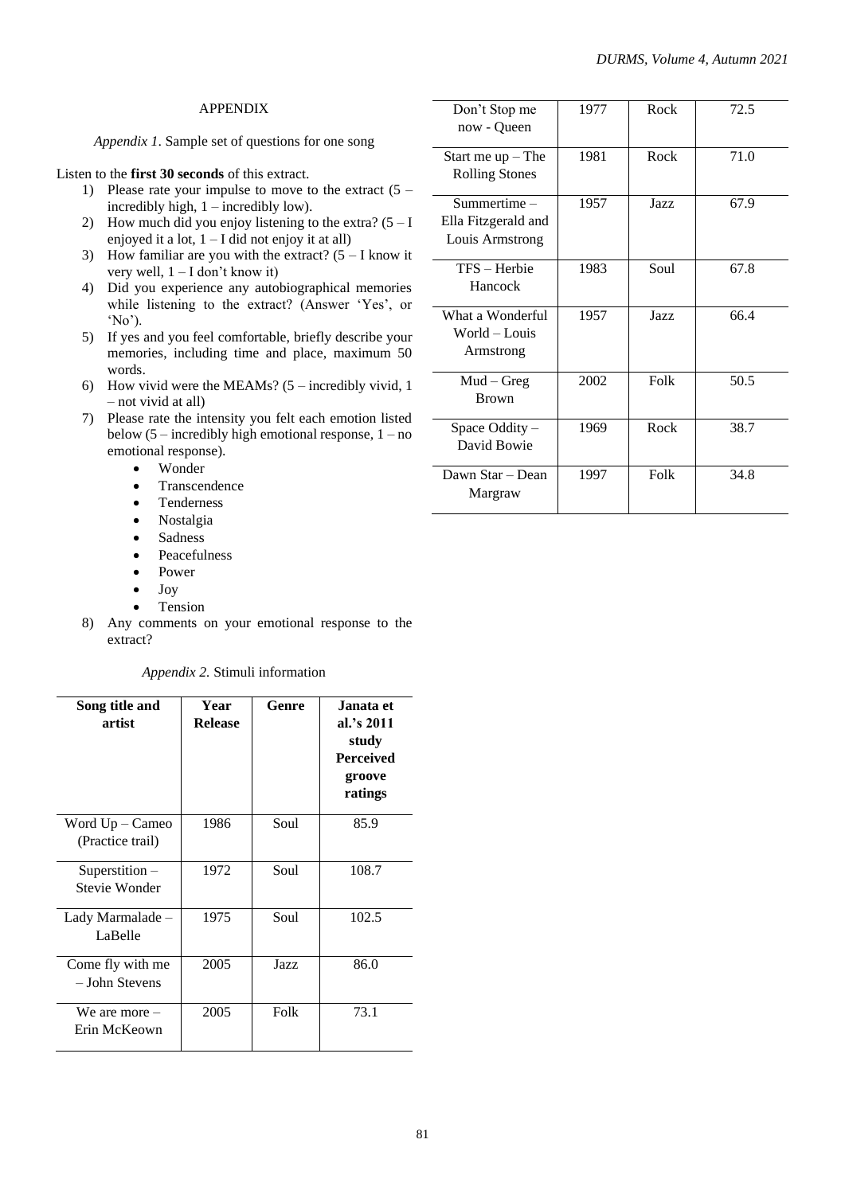## APPENDIX

*Appendix 1.* Sample set of questions for one song

Listen to the **first 30 seconds** of this extract.

1) Please rate your impulse to move to the extract (5 – incredibly high, 1 – incredibly low).
2) How much did you enjoy listening to the extra? (5 – I enjoyed it a lot, 1 – I did not enjoy it at all)
3) How familiar are you with the extract? (5 – I know it very well, 1 – I don't know it)
4) Did you experience any autobiographical memories while listening to the extract? (Answer 'Yes', or 'No').
5) If yes and you feel comfortable, briefly describe your memories, including time and place, maximum 50 words.
6) How vivid were the MEAMs? (5 – incredibly vivid, 1 – not vivid at all)
7) Please rate the intensity you felt each emotion listed below (5 – incredibly high emotional response, 1 – no emotional response).
   - Wonder
   - Transcendence
   - Tenderness
   - Nostalgia
   - Sadness
   - Peacefulness
   - Power
   - Joy
   - Tension
8) Any comments on your emotional response to the extract?

*Appendix 2.* Stimuli information

| Song title and artist | Year Release | Genre | Janata et al.'s 2011 study Perceived groove ratings |
|---|---|---|---|
| Word Up – Cameo (Practice trail) | 1986 | Soul | 85.9 |
| Superstition – Stevie Wonder | 1972 | Soul | 108.7 |
| Lady Marmalade – LaBelle | 1975 | Soul | 102.5 |
| Come fly with me – John Stevens | 2005 | Jazz | 86.0 |
| We are more – Erin McKeown | 2005 | Folk | 73.1 |
| Don't Stop me now - Queen | 1977 | Rock | 72.5 |
| Start me up – The Rolling Stones | 1981 | Rock | 71.0 |
| Summertime – Ella Fitzgerald and Louis Armstrong | 1957 | Jazz | 67.9 |
| TFS – Herbie Hancock | 1983 | Soul | 67.8 |
| What a Wonderful World – Louis Armstrong | 1957 | Jazz | 66.4 |
| Mud – Greg Brown | 2002 | Folk | 50.5 |
| Space Oddity – David Bowie | 1969 | Rock | 38.7 |
| Dawn Star – Dean Margraw | 1997 | Folk | 34.8 |